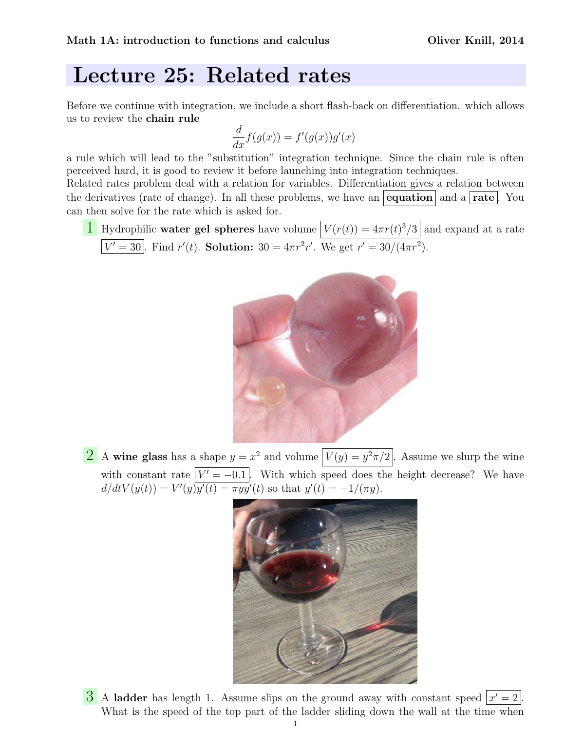# Lecture 25: Related rates

Before we continue with integration, we include a short flash-back on differentiation. which allows us to review the **chain rule**

$$\frac{d}{dx} f(g(x)) = f'(g(x))g'(x)$$

a rule which will lead to the "substitution" integration technique. Since the chain rule is often perceived hard, it is good to review it before launching into integration techniques.

Related rates problem deal with a relation for variables. Differentiation gives a relation between the derivatives (rate of change). In all these problems, we have an **equation** and a **rate**. You can then solve for the rate which is asked for.

**1** Hydrophilic **water gel spheres** have volume $V(r(t)) = 4\pi r(t)^3/3$ and expand at a rate $V' = 30$. Find $r'(t)$. **Solution:** $30 = 4\pi r^2 r'$. We get $r' = 30/(4\pi r^2)$.

**2** A **wine glass** has a shape $y = x^2$ and volume $V(y) = y^2\pi/2$. Assume we slurp the wine with constant rate $V' = -0.1$. With which speed does the height decrease? We have $d/dt V(y(t)) = V'(y)y'(t) = \pi y y'(t)$ so that $y'(t) = -1/(\pi y)$.

**3** A **ladder** has length 1. Assume slips on the ground away with constant speed $x' = 2$. What is the speed of the top part of the ladder sliding down the wall at the time when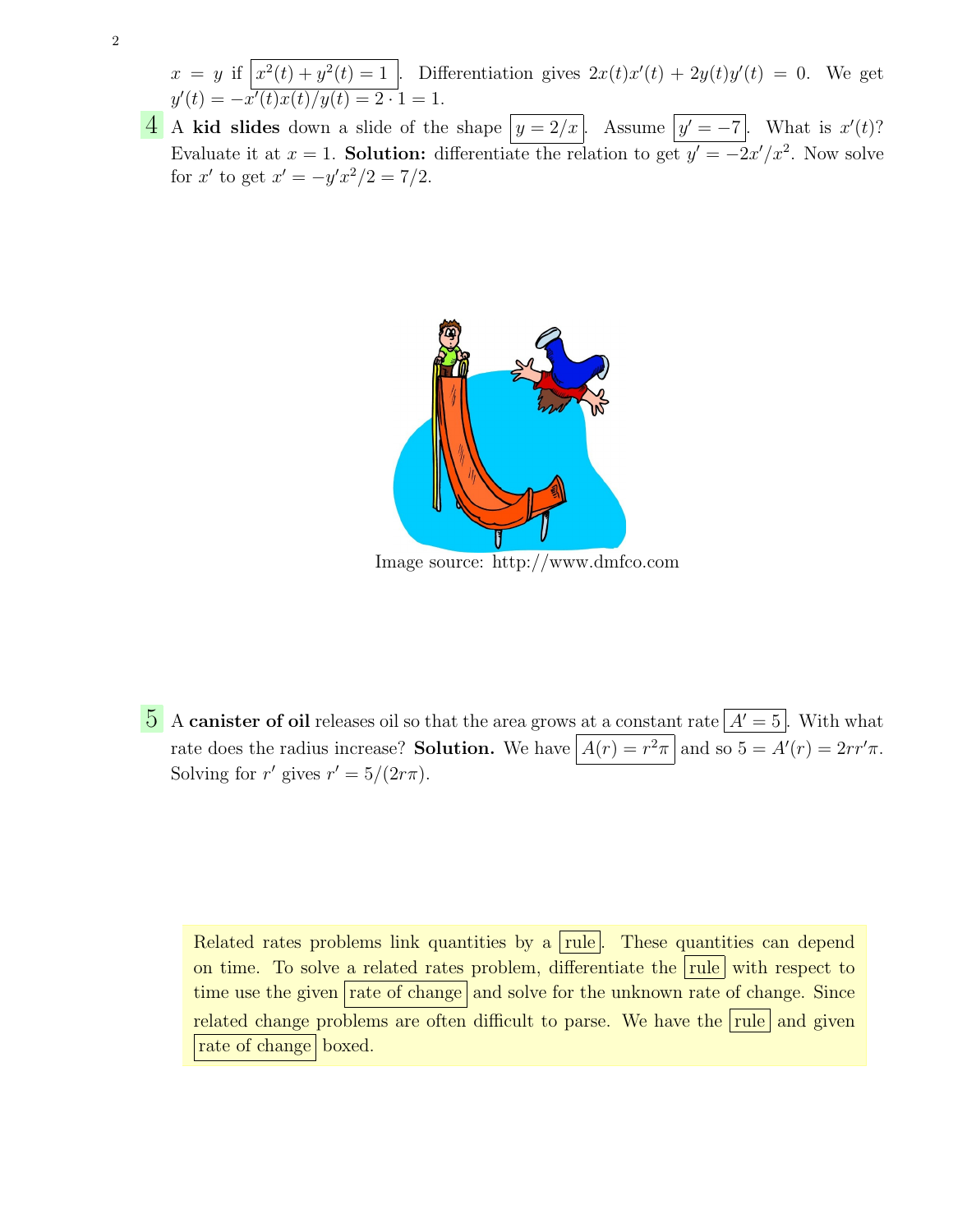$x = y$ if $\boxed{x^2(t) + y^2(t) = 1}$. Differentiation gives $2x(t)x'(t) + 2y(t)y'(t) = 0$. We get $y'(t) = -x'(t)x(t)/y(t) = 2 \cdot 1 = 1$.

**4** A **kid slides** down a slide of the shape $\boxed{y = 2/x}$. Assume $\boxed{y' = -7}$. What is $x'(t)$? Evaluate it at $x = 1$. **Solution:** differentiate the relation to get $y' = -2x'/x^2$. Now solve for $x'$ to get $x' = -y'x^2/2 = 7/2$.

Image source: http://www.dmfco.com

**5** A **canister of oil** releases oil so that the area grows at a constant rate $\boxed{A' = 5}$. With what rate does the radius increase? **Solution.** We have $\boxed{A(r) = r^2\pi}$ and so $5 = A'(r) = 2rr'\pi$. Solving for $r'$ gives $r' = 5/(2r\pi)$.

Related rates problems link quantities by a $\boxed{\text{rule}}$. These quantities can depend on time. To solve a related rates problem, differentiate the $\boxed{\text{rule}}$ with respect to time use the given $\boxed{\text{rate of change}}$ and solve for the unknown rate of change. Since related change problems are often difficult to parse. We have the $\boxed{\text{rule}}$ and given $\boxed{\text{rate of change}}$ boxed.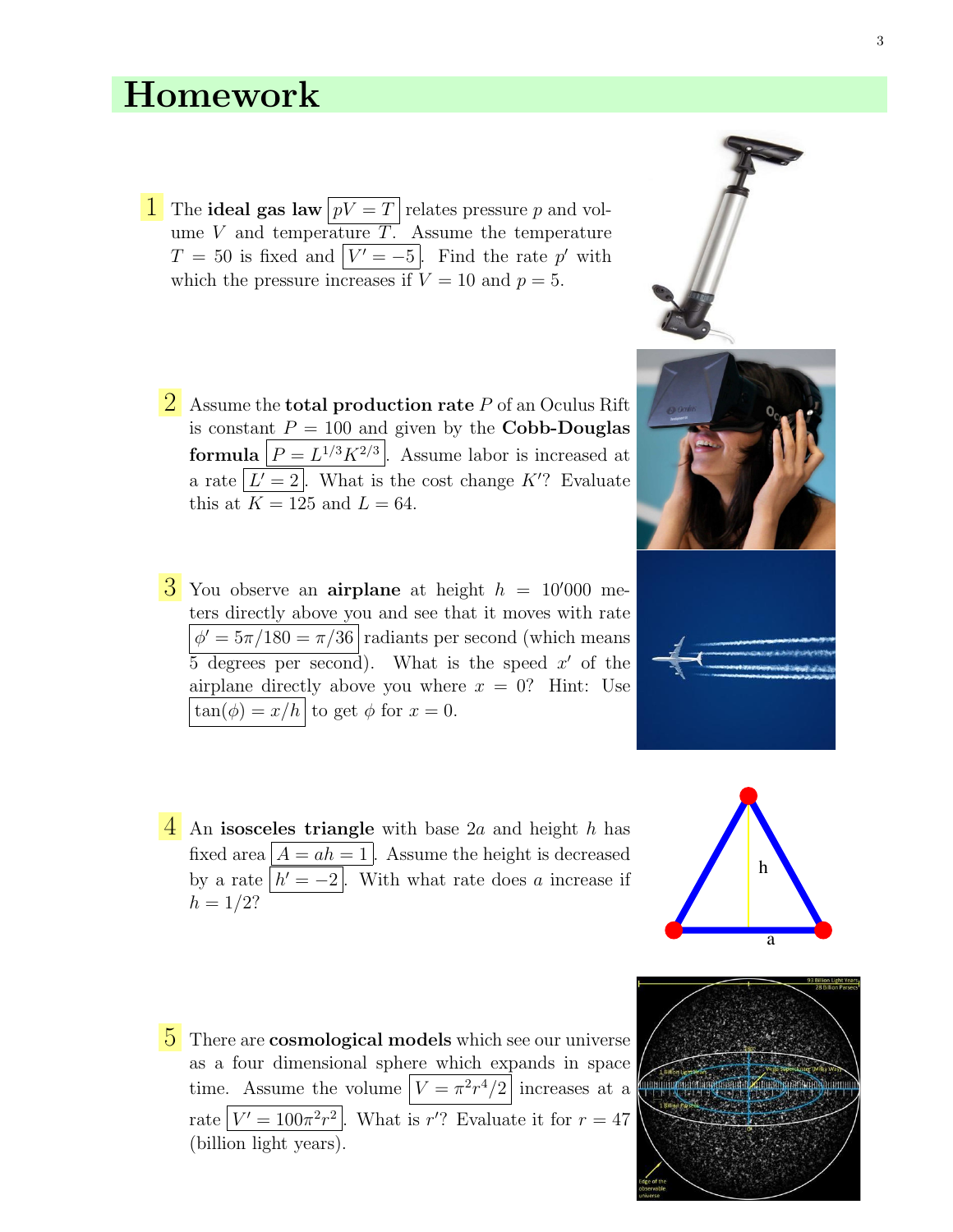# Homework

**1** The **ideal gas law** $\boxed{pV = T}$ relates pressure $p$ and volume $V$ and temperature $T$. Assume the temperature $T = 50$ is fixed and $\boxed{V' = -5}$. Find the rate $p'$ with which the pressure increases if $V = 10$ and $p = 5$.

**2** Assume the **total production rate** $P$ of an Oculus Rift is constant $P = 100$ and given by the **Cobb-Douglas formula** $\boxed{P = L^{1/3}K^{2/3}}$. Assume labor is increased at a rate $\boxed{L' = 2}$. What is the cost change $K'$? Evaluate this at $K = 125$ and $L = 64$.

**3** You observe an **airplane** at height $h = 10'000$ meters directly above you and see that it moves with rate $\boxed{\phi' = 5\pi/180 = \pi/36}$ radiants per second (which means 5 degrees per second). What is the speed $x'$ of the airplane directly above you where $x = 0$? Hint: Use $\boxed{\tan(\phi) = x/h}$ to get $\phi$ for $x = 0$.

**4** An **isosceles triangle** with base $2a$ and height $h$ has fixed area $\boxed{A = ah = 1}$. Assume the height is decreased by a rate $\boxed{h' = -2}$. With what rate does $a$ increase if $h = 1/2$?

**5** There are **cosmological models** which see our universe as a four dimensional sphere which expands in space time. Assume the volume $\boxed{V = \pi^2 r^4/2}$ increases at a rate $\boxed{V' = 100\pi^2 r^2}$. What is $r'$? Evaluate it for $r = 47$ (billion light years).